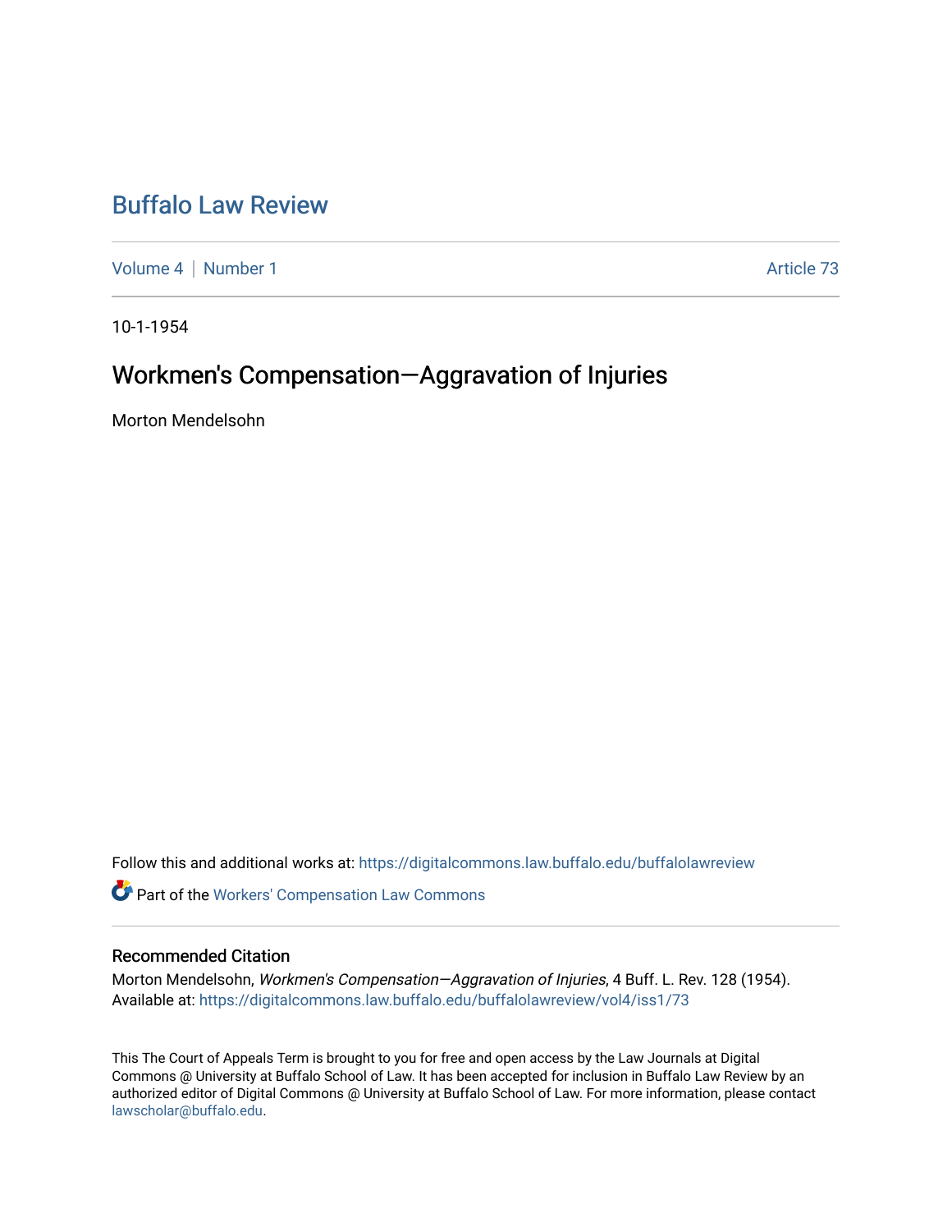# Buffalo Law Review

Volume 4 | Number 1 &nbsp;&nbsp;&nbsp;&nbsp; Article 73

10-1-1954

## Workmen's Compensation—Aggravation of Injuries

Morton Mendelsohn

Follow this and additional works at: https://digitalcommons.law.buffalo.edu/buffalolawreview

Part of the Workers' Compensation Law Commons

### Recommended Citation

Morton Mendelsohn, *Workmen's Compensation—Aggravation of Injuries*, 4 Buff. L. Rev. 128 (1954).
Available at: https://digitalcommons.law.buffalo.edu/buffalolawreview/vol4/iss1/73

This The Court of Appeals Term is brought to you for free and open access by the Law Journals at Digital Commons @ University at Buffalo School of Law. It has been accepted for inclusion in Buffalo Law Review by an authorized editor of Digital Commons @ University at Buffalo School of Law. For more information, please contact lawscholar@buffalo.edu.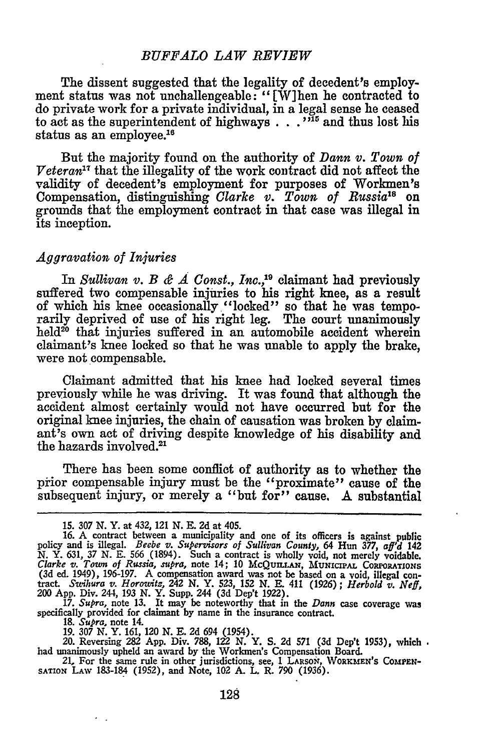The dissent suggested that the legality of decedent's employment status was not unchallengeable: "[W]hen he contracted to do private work for a private individual, in a legal sense he ceased to act as the superintendent of highways . . ."[15] and thus lost his status as an employee.[16]

But the majority found on the authority of *Dann v. Town of Veteran*[17] that the illegality of the work contract did not affect the validity of decedent's employment for purposes of Workmen's Compensation, distinguishing *Clarke v. Town of Russia*[18] on grounds that the employment contract in that case was illegal in its inception.

### *Aggravation of Injuries*

In *Sullivan v. B & A Const., Inc.*,[19] claimant had previously suffered two compensable injuries to his right knee, as a result of which his knee occasionally "locked" so that he was temporarily deprived of use of his right leg. The court unanimously held[20] that injuries suffered in an automobile accident wherein claimant's knee locked so that he was unable to apply the brake, were not compensable.

Claimant admitted that his knee had locked several times previously while he was driving. It was found that although the accident almost certainly would not have occurred but for the original knee injuries, the chain of causation was broken by claimant's own act of driving despite knowledge of his disability and the hazards involved.[21]

There has been some conflict of authority as to whether the prior compensable injury must be the "proximate" cause of the subsequent injury, or merely a "but for" cause. A substantial

---

15. 307 N. Y. at 432, 121 N. E. 2d at 405.

16. A contract between a municipality and one of its officers is against public policy and is illegal. *Beebe v. Supervisors of Sullivan County*, 64 Hun 377, *aff'd* 142 N. Y. 631, 37 N. E. 566 (1894). Such a contract is wholly void, not merely voidable. *Clarke v. Town of Russia*, *supra*, note 14; 10 McQuillan, Municipal Corporations (3d ed. 1949), 196-197. A compensation award was not be based on a void, illegal contract. *Swihura v. Horowitz*, 242 N. Y. 523, 152 N. E. 411 (1926); *Herbold v. Neff*, 200 App. Div. 244, 193 N. Y. Supp. 244 (3d Dep't 1922).

17. *Supra*, note 13. It may be noteworthy that in the *Dann* case coverage was specifically provided for claimant by name in the insurance contract.

18. *Supra*, note 14.

19. 307 N. Y. 161, 120 N. E. 2d 694 (1954).

20. Reversing 282 App. Div. 788, 122 N. Y. S. 2d 571 (3d Dep't 1953), which had unanimously upheld an award by the Workmen's Compensation Board.

21. For the same rule in other jurisdictions, see, 1 Larson, Workmen's Compensation Law 183-184 (1952), and Note, 102 A. L. R. 790 (1936).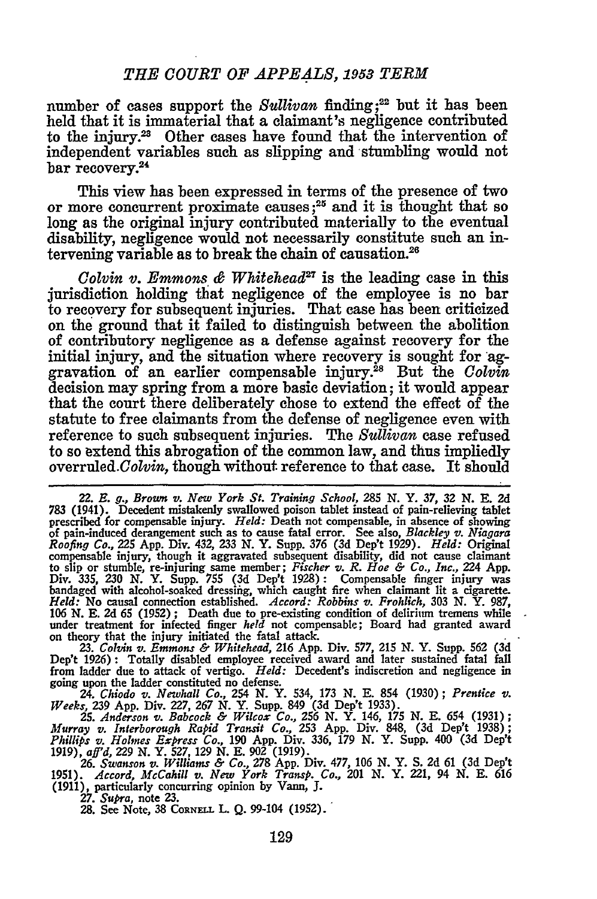number of cases support the *Sullivan* finding;[22] but it has been held that it is immaterial that a claimant's negligence contributed to the injury.[23] Other cases have found that the intervention of independent variables such as slipping and stumbling would not bar recovery.[24]

This view has been expressed in terms of the presence of two or more concurrent proximate causes;[25] and it is thought that so long as the original injury contributed materially to the eventual disability, negligence would not necessarily constitute such an intervening variable as to break the chain of causation.[26]

*Colvin v. Emmons & Whitehead*[27] is the leading case in this jurisdiction holding that negligence of the employee is no bar to recovery for subsequent injuries. That case has been criticized on the ground that it failed to distinguish between the abolition of contributory negligence as a defense against recovery for the initial injury, and the situation where recovery is sought for aggravation of an earlier compensable injury.[28] But the *Colvin* decision may spring from a more basic deviation; it would appear that the court there deliberately chose to extend the effect of the statute to free claimants from the defense of negligence even with reference to such subsequent injuries. The *Sullivan* case refused to so extend this abrogation of the common law, and thus impliedly overruled *Colvin*, though without reference to that case. It should

---

22. *E. g., Brown v. New York St. Training School*, 285 N. Y. 37, 32 N. E. 2d 783 (1941). Decedent mistakenly swallowed poison tablet instead of pain-relieving tablet prescribed for compensable injury. *Held:* Death not compensable, in absence of showing of pain-induced derangement such as to cause fatal error. See also, *Blackley v. Niagara Roofing Co.*, 225 App. Div. 432, 233 N. Y. Supp. 376 (3d Dep't 1929). *Held:* Original compensable injury, though it aggravated subsequent disability, did not cause claimant to slip or stumble, re-injuring same member; *Fischer v. R. Hoe & Co., Inc.*, 224 App. Div. 335, 230 N. Y. Supp. 755 (3d Dep't 1928): Compensable finger injury was bandaged with alcohol-soaked dressing, which caught fire when claimant lit a cigarette. *Held:* No causal connection established. *Accord: Robbins v. Frohlich*, 303 N. Y. 987, 106 N. E. 2d 65 (1952); Death due to pre-existing condition of delirium tremens while under treatment for infected finger *held* not compensable; Board had granted award on theory that the injury initiated the fatal attack.

23. *Colvin v. Emmons & Whitehead*, 216 App. Div. 577, 215 N. Y. Supp. 562 (3d Dep't 1926): Totally disabled employee received award and later sustained fatal fall from ladder due to attack of vertigo. *Held:* Decedent's indiscretion and negligence in going upon the ladder constituted no defense.

24. *Chiodo v. Newhall Co.*, 254 N. Y. 534, 173 N. E. 854 (1930); *Prentice v. Weeks*, 239 App. Div. 227, 267 N. Y. Supp. 849 (3d Dep't 1933).

25. *Anderson v. Babcock & Wilcox Co.*, 256 N. Y. 146, 175 N. E. 654 (1931); *Murray v. Interborough Rapid Transit Co.*, 253 App. Div. 848, (3d Dep't 1938); *Phillips v. Holmes Express Co.*, 190 App. Div. 336, 179 N. Y. Supp. 400 (3d Dep't 1919), *aff'd*, 229 N. Y. 527, 129 N. E. 902 (1919).

26. *Swanson v. Williams & Co.*, 278 App. Div. 477, 106 N. Y. S. 2d 61 (3d Dep't 1951). *Accord, McCahill v. New York Transp. Co.*, 201 N. Y. 221, 94 N. E. 616 (1911), particularly concurring opinion by Vann, J.

27. *Supra*, note 23.

28. See Note, 38 CORNELL L. Q. 99-104 (1952).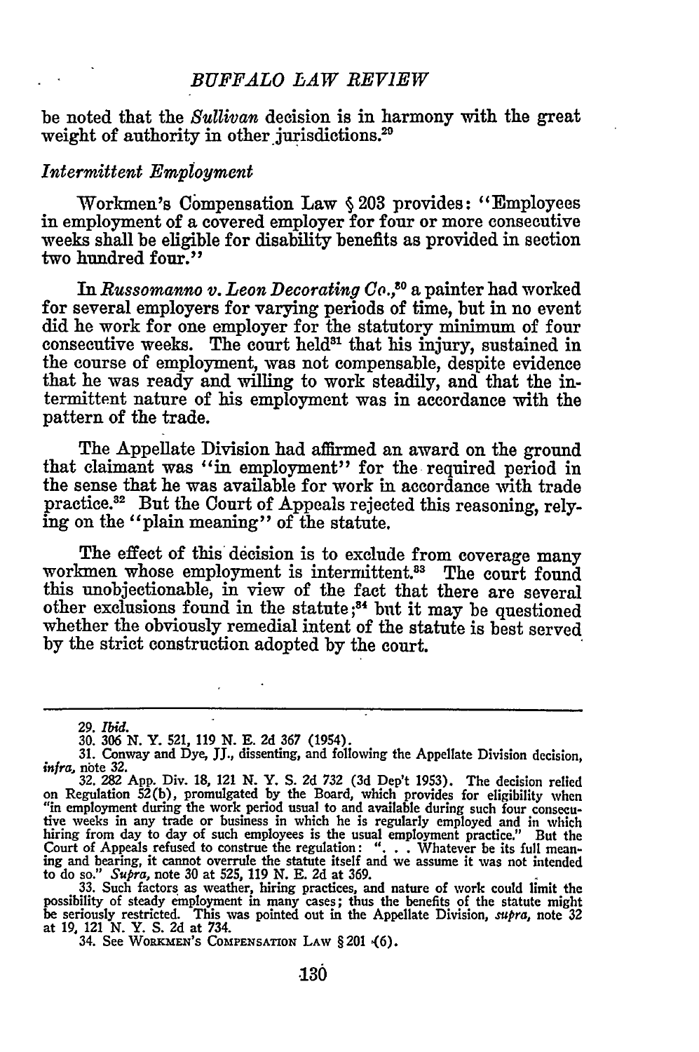be noted that the *Sullivan* decision is in harmony with the great weight of authority in other jurisdictions.[29]

### *Intermittent Employment*

Workmen's Compensation Law § 203 provides: "Employees in employment of a covered employer for four or more consecutive weeks shall be eligible for disability benefits as provided in section two hundred four."

In *Russomanno v. Leon Decorating Co.*,[30] a painter had worked for several employers for varying periods of time, but in no event did he work for one employer for the statutory minimum of four consecutive weeks. The court held[31] that his injury, sustained in the course of employment, was not compensable, despite evidence that he was ready and willing to work steadily, and that the intermittent nature of his employment was in accordance with the pattern of the trade.

The Appellate Division had affirmed an award on the ground that claimant was "in employment" for the required period in the sense that he was available for work in accordance with trade practice.[32] But the Court of Appeals rejected this reasoning, relying on the "plain meaning" of the statute.

The effect of this decision is to exclude from coverage many workmen whose employment is intermittent.[33] The court found this unobjectionable, in view of the fact that there are several other exclusions found in the statute;[34] but it may be questioned whether the obviously remedial intent of the statute is best served by the strict construction adopted by the court.

---

29. *Ibid.*

30. 306 N. Y. 521, 119 N. E. 2d 367 (1954).

31. Conway and Dye, JJ., dissenting, and following the Appellate Division decision, *infra*, note 32.

32. 282 App. Div. 18, 121 N. Y. S. 2d 732 (3d Dep't 1953). The decision relied on Regulation 52(b), promulgated by the Board, which provides for eligibility when "in employment during the work period usual to and available during such four consecutive weeks in any trade or business in which he is regularly employed and in which hiring from day to day of such employees is the usual employment practice." But the Court of Appeals refused to construe the regulation: ". . . Whatever be its full meaning and bearing, it cannot overrule the statute itself and we assume it was not intended to do so." *Supra*, note 30 at 525, 119 N. E. 2d at 369.

33. Such factors as weather, hiring practices, and nature of work could limit the possibility of steady employment in many cases; thus the benefits of the statute might be seriously restricted. This was pointed out in the Appellate Division, *supra*, note 32 at 19, 121 N. Y. S. 2d at 734.

34. See WORKMEN'S COMPENSATION LAW § 201 (6).